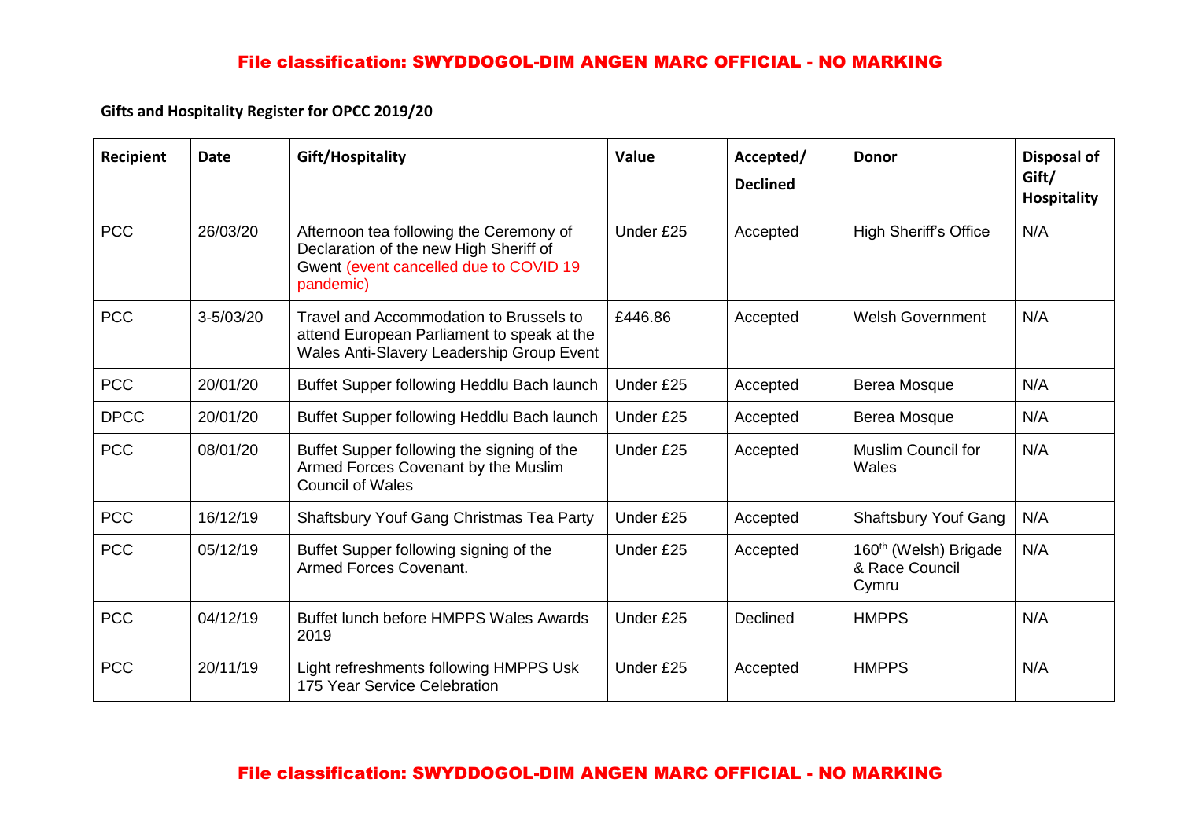**Gifts and Hospitality Register for OPCC 2019/20**

| Recipient | Date | Gift/Hospitality | Value | Accepted/ Declined | Donor | Disposal of Gift/ Hospitality |
|---|---|---|---|---|---|---|
| PCC | 26/03/20 | Afternoon tea following the Ceremony of Declaration of the new High Sheriff of Gwent (event cancelled due to COVID 19 pandemic) | Under £25 | Accepted | High Sheriff's Office | N/A |
| PCC | 3-5/03/20 | Travel and Accommodation to Brussels to attend European Parliament to speak at the Wales Anti-Slavery Leadership Group Event | £446.86 | Accepted | Welsh Government | N/A |
| PCC | 20/01/20 | Buffet Supper following Heddlu Bach launch | Under £25 | Accepted | Berea Mosque | N/A |
| DPCC | 20/01/20 | Buffet Supper following Heddlu Bach launch | Under £25 | Accepted | Berea Mosque | N/A |
| PCC | 08/01/20 | Buffet Supper following the signing of the Armed Forces Covenant by the Muslim Council of Wales | Under £25 | Accepted | Muslim Council for Wales | N/A |
| PCC | 16/12/19 | Shaftsbury Youf Gang Christmas Tea Party | Under £25 | Accepted | Shaftsbury Youf Gang | N/A |
| PCC | 05/12/19 | Buffet Supper following signing of the Armed Forces Covenant. | Under £25 | Accepted | 160th (Welsh) Brigade & Race Council Cymru | N/A |
| PCC | 04/12/19 | Buffet lunch before HMPPS Wales Awards 2019 | Under £25 | Declined | HMPPS | N/A |
| PCC | 20/11/19 | Light refreshments following HMPPS Usk 175 Year Service Celebration | Under £25 | Accepted | HMPPS | N/A |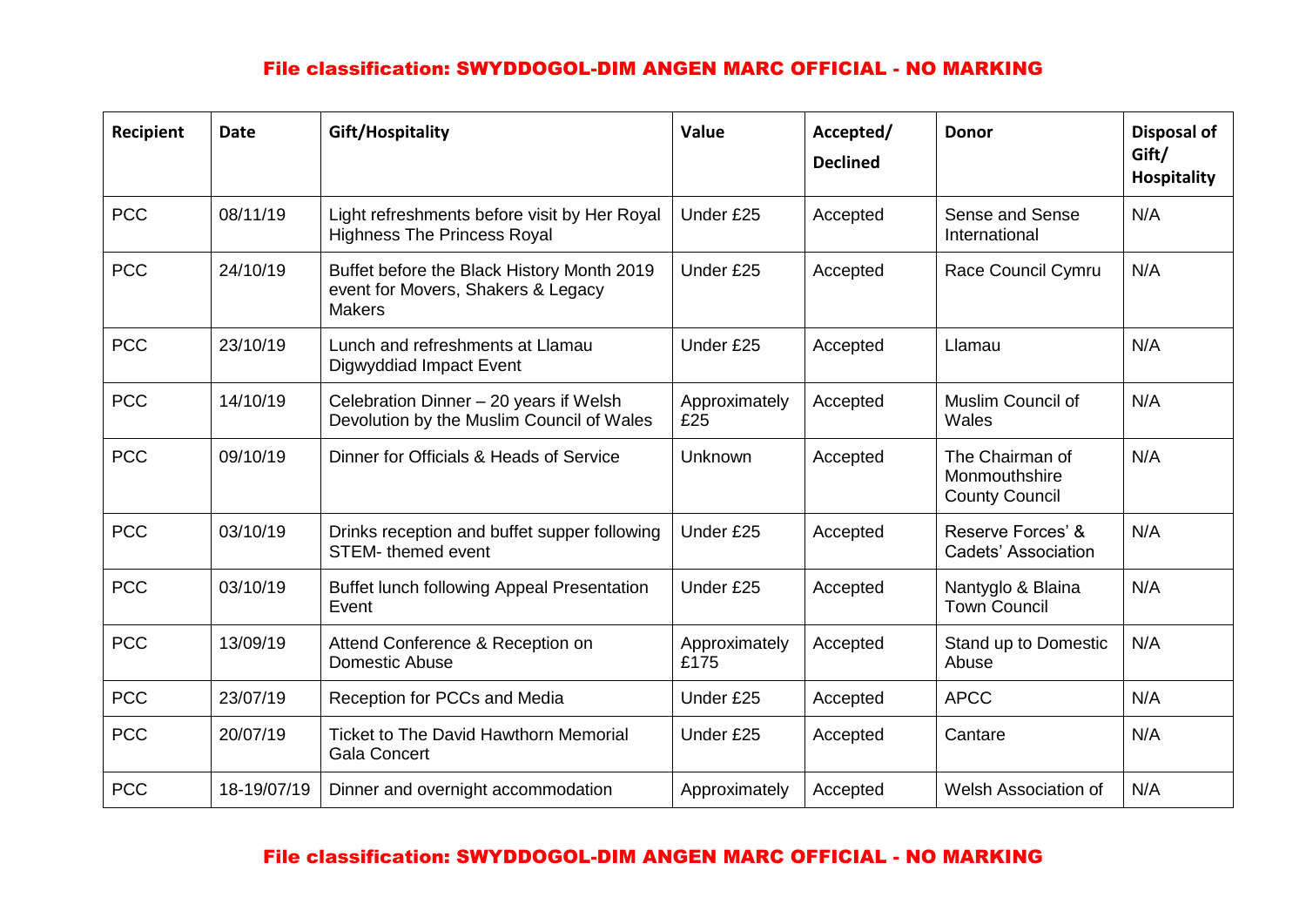| Recipient | Date | Gift/Hospitality | Value | Accepted/ Declined | Donor | Disposal of Gift/ Hospitality |
|---|---|---|---|---|---|---|
| PCC | 08/11/19 | Light refreshments before visit by Her Royal Highness The Princess Royal | Under £25 | Accepted | Sense and Sense International | N/A |
| PCC | 24/10/19 | Buffet before the Black History Month 2019 event for Movers, Shakers & Legacy Makers | Under £25 | Accepted | Race Council Cymru | N/A |
| PCC | 23/10/19 | Lunch and refreshments at Llamau Digwyddiad Impact Event | Under £25 | Accepted | Llamau | N/A |
| PCC | 14/10/19 | Celebration Dinner – 20 years if Welsh Devolution by the Muslim Council of Wales | Approximately £25 | Accepted | Muslim Council of Wales | N/A |
| PCC | 09/10/19 | Dinner for Officials & Heads of Service | Unknown | Accepted | The Chairman of Monmouthshire County Council | N/A |
| PCC | 03/10/19 | Drinks reception and buffet supper following STEM- themed event | Under £25 | Accepted | Reserve Forces' & Cadets' Association | N/A |
| PCC | 03/10/19 | Buffet lunch following Appeal Presentation Event | Under £25 | Accepted | Nantyglo & Blaina Town Council | N/A |
| PCC | 13/09/19 | Attend Conference & Reception on Domestic Abuse | Approximately £175 | Accepted | Stand up to Domestic Abuse | N/A |
| PCC | 23/07/19 | Reception for PCCs and Media | Under £25 | Accepted | APCC | N/A |
| PCC | 20/07/19 | Ticket to The David Hawthorn Memorial Gala Concert | Under £25 | Accepted | Cantare | N/A |
| PCC | 18-19/07/19 | Dinner and overnight accommodation | Approximately | Accepted | Welsh Association of | N/A |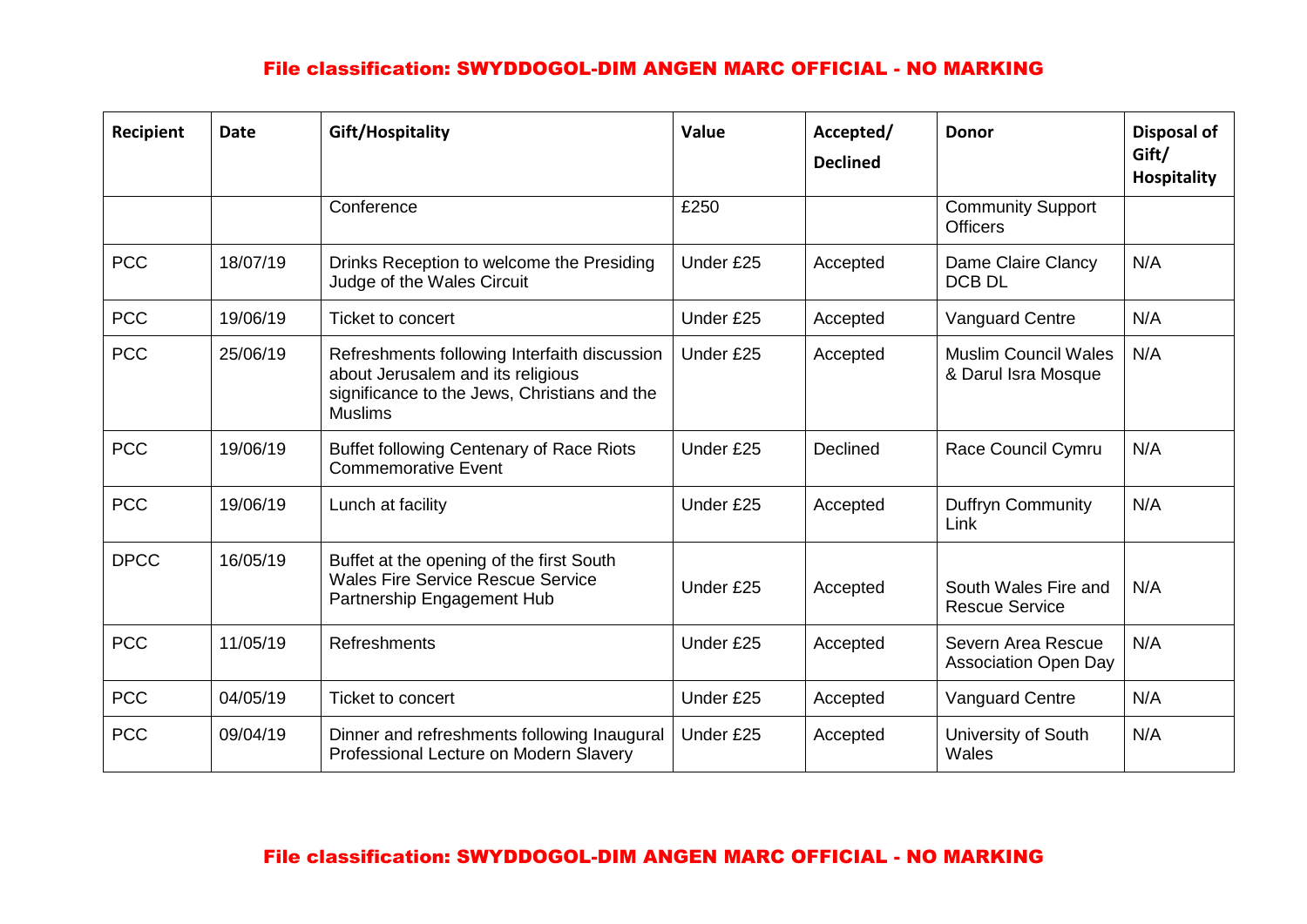| Recipient | Date | Gift/Hospitality | Value | Accepted/ Declined | Donor | Disposal of Gift/ Hospitality |
|---|---|---|---|---|---|---|
| | | Conference | £250 | | Community Support Officers | |
| PCC | 18/07/19 | Drinks Reception to welcome the Presiding Judge of the Wales Circuit | Under £25 | Accepted | Dame Claire Clancy DCB DL | N/A |
| PCC | 19/06/19 | Ticket to concert | Under £25 | Accepted | Vanguard Centre | N/A |
| PCC | 25/06/19 | Refreshments following Interfaith discussion about Jerusalem and its religious significance to the Jews, Christians and the Muslims | Under £25 | Accepted | Muslim Council Wales & Darul Isra Mosque | N/A |
| PCC | 19/06/19 | Buffet following Centenary of Race Riots Commemorative Event | Under £25 | Declined | Race Council Cymru | N/A |
| PCC | 19/06/19 | Lunch at facility | Under £25 | Accepted | Duffryn Community Link | N/A |
| DPCC | 16/05/19 | Buffet at the opening of the first South Wales Fire Service Rescue Service Partnership Engagement Hub | Under £25 | Accepted | South Wales Fire and Rescue Service | N/A |
| PCC | 11/05/19 | Refreshments | Under £25 | Accepted | Severn Area Rescue Association Open Day | N/A |
| PCC | 04/05/19 | Ticket to concert | Under £25 | Accepted | Vanguard Centre | N/A |
| PCC | 09/04/19 | Dinner and refreshments following Inaugural Professional Lecture on Modern Slavery | Under £25 | Accepted | University of South Wales | N/A |